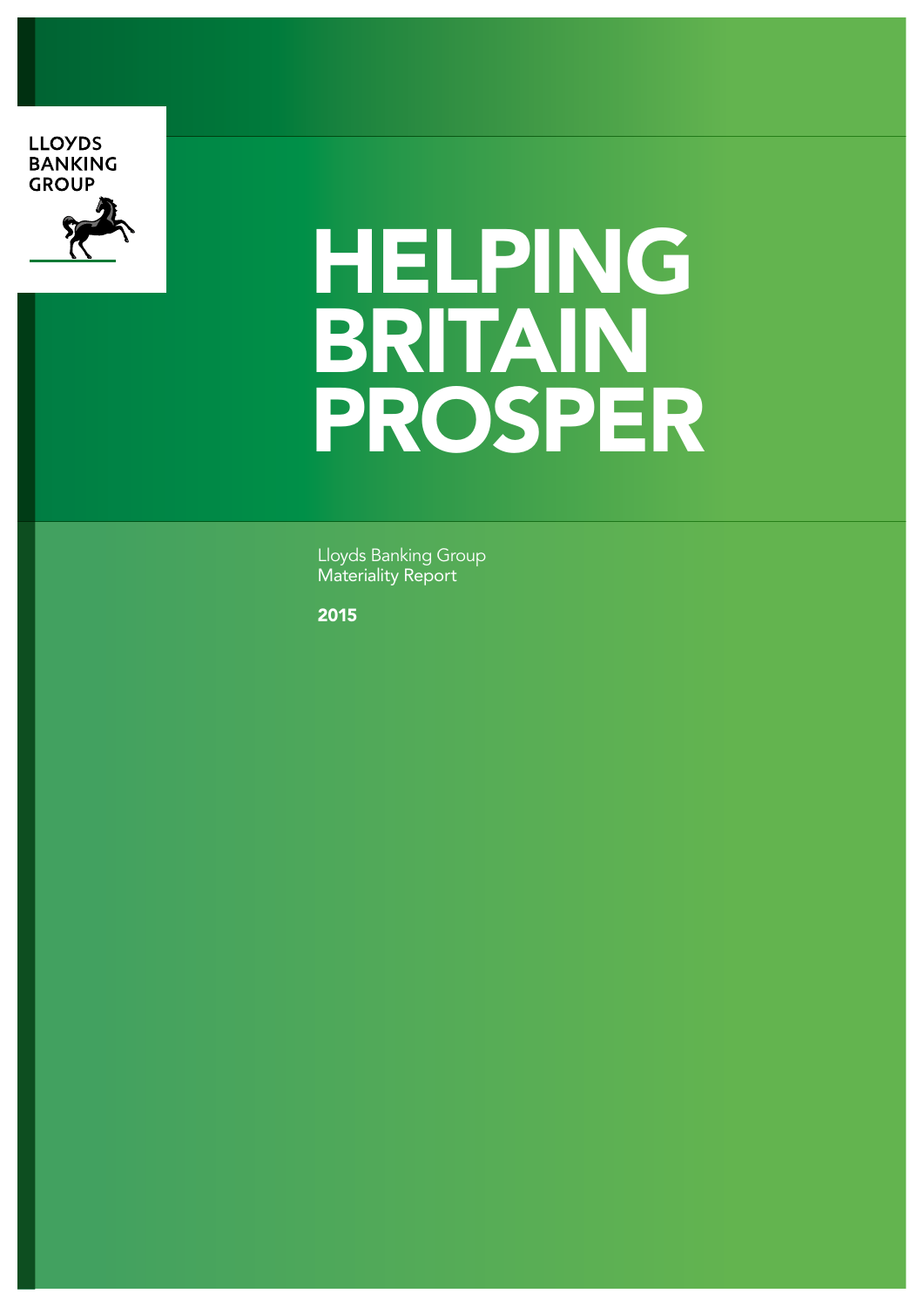LLOYDS BANKING GROUP

# HELPING BRITAIN PROSPER

Lloyds Banking Group
Materiality Report

**2015**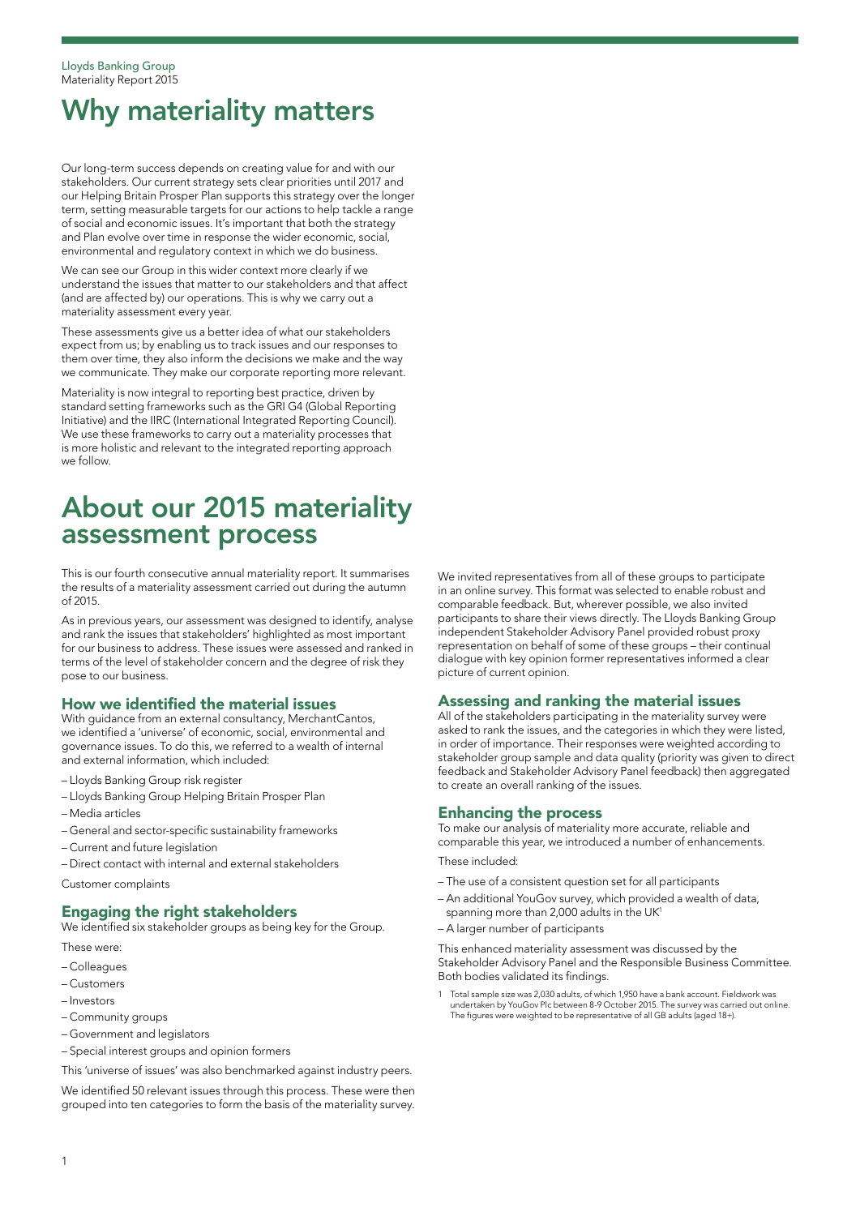# Why materiality matters

Our long-term success depends on creating value for and with our stakeholders. Our current strategy sets clear priorities until 2017 and our Helping Britain Prosper Plan supports this strategy over the longer term, setting measurable targets for our actions to help tackle a range of social and economic issues. It's important that both the strategy and Plan evolve over time in response the wider economic, social, environmental and regulatory context in which we do business.

We can see our Group in this wider context more clearly if we understand the issues that matter to our stakeholders and that affect (and are affected by) our operations. This is why we carry out a materiality assessment every year.

These assessments give us a better idea of what our stakeholders expect from us; by enabling us to track issues and our responses to them over time, they also inform the decisions we make and the way we communicate. They make our corporate reporting more relevant.

Materiality is now integral to reporting best practice, driven by standard setting frameworks such as the GRI G4 (Global Reporting Initiative) and the IIRC (International Integrated Reporting Council). We use these frameworks to carry out a materiality processes that is more holistic and relevant to the integrated reporting approach we follow.

# About our 2015 materiality assessment process

This is our fourth consecutive annual materiality report. It summarises the results of a materiality assessment carried out during the autumn of 2015.

As in previous years, our assessment was designed to identify, analyse and rank the issues that stakeholders' highlighted as most important for our business to address. These issues were assessed and ranked in terms of the level of stakeholder concern and the degree of risk they pose to our business.

## How we identified the material issues

With guidance from an external consultancy, MerchantCantos, we identified a 'universe' of economic, social, environmental and governance issues. To do this, we referred to a wealth of internal and external information, which included:

- Lloyds Banking Group risk register
- Lloyds Banking Group Helping Britain Prosper Plan
- Media articles
- General and sector-specific sustainability frameworks
- Current and future legislation
- Direct contact with internal and external stakeholders

Customer complaints

## Engaging the right stakeholders

We identified six stakeholder groups as being key for the Group.

These were:

- Colleagues
- Customers
- Investors
- Community groups
- Government and legislators
- Special interest groups and opinion formers

This 'universe of issues' was also benchmarked against industry peers.

We identified 50 relevant issues through this process. These were then grouped into ten categories to form the basis of the materiality survey.

We invited representatives from all of these groups to participate in an online survey. This format was selected to enable robust and comparable feedback. But, wherever possible, we also invited participants to share their views directly. The Lloyds Banking Group independent Stakeholder Advisory Panel provided robust proxy representation on behalf of some of these groups – their continual dialogue with key opinion former representatives informed a clear picture of current opinion.

## Assessing and ranking the material issues

All of the stakeholders participating in the materiality survey were asked to rank the issues, and the categories in which they were listed, in order of importance. Their responses were weighted according to stakeholder group sample and data quality (priority was given to direct feedback and Stakeholder Advisory Panel feedback) then aggregated to create an overall ranking of the issues.

## Enhancing the process

To make our analysis of materiality more accurate, reliable and comparable this year, we introduced a number of enhancements.

These included:

- The use of a consistent question set for all participants
- An additional YouGov survey, which provided a wealth of data, spanning more than 2,000 adults in the UK[1]
- A larger number of participants

This enhanced materiality assessment was discussed by the Stakeholder Advisory Panel and the Responsible Business Committee. Both bodies validated its findings.

1 Total sample size was 2,030 adults, of which 1,950 have a bank account. Fieldwork was undertaken by YouGov Plc between 8-9 October 2015. The survey was carried out online. The figures were weighted to be representative of all GB adults (aged 18+).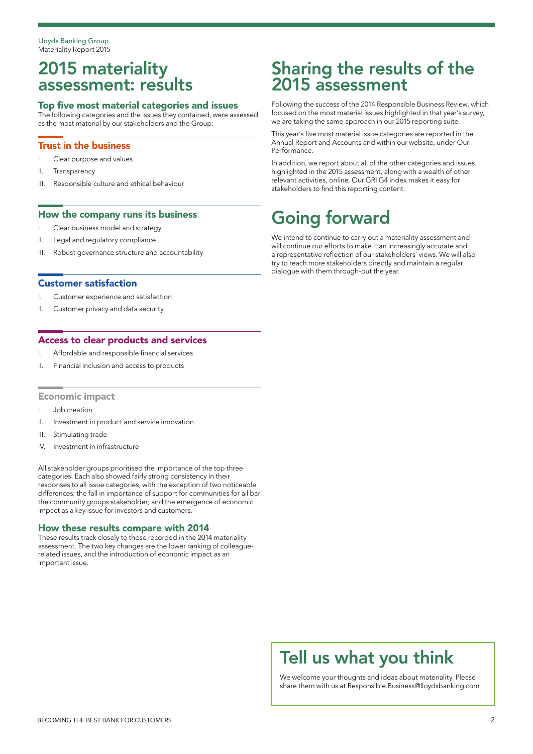# 2015 materiality assessment: results

### Top five most material categories and issues

The following categories and the issues they contained, were assessed as the most material by our stakeholders and the Group:

### Trust in the business

I. Clear purpose and values

II. Transparency

III. Responsible culture and ethical behaviour

### How the company runs its business

I. Clear business model and strategy

II. Legal and regulatory compliance

III. Robust governance structure and accountability

### Customer satisfaction

I. Customer experience and satisfaction

II. Customer privacy and data security

### Access to clear products and services

I. Affordable and responsible financial services

II. Financial inclusion and access to products

### Economic impact

I. Job creation

II. Investment in product and service innovation

III. Stimulating trade

IV. Investment in infrastructure

All stakeholder groups prioritised the importance of the top three categories. Each also showed fairly strong consistency in their responses to all issue categories, with the exception of two noticeable differences: the fall in importance of support for communities for all bar the community groups stakeholder; and the emergence of economic impact as a key issue for investors and customers.

### How these results compare with 2014

These results track closely to those recorded in the 2014 materiality assessment. The two key changes are the lower ranking of colleague-related issues, and the introduction of economic impact as an important issue.

# Sharing the results of the 2015 assessment

Following the success of the 2014 Responsible Business Review, which focused on the most material issues highlighted in that year's survey, we are taking the same approach in our 2015 reporting suite.

This year's five most material issue categories are reported in the Annual Report and Accounts and within our website, under Our Performance.

In addition, we report about all of the other categories and issues highlighted in the 2015 assessment, along with a wealth of other relevant activities, online. Our GRI G4 index makes it easy for stakeholders to find this reporting content.

# Going forward

We intend to continue to carry out a materiality assessment and will continue our efforts to make it an increasingly accurate and a representative reflection of our stakeholders' views. We will also try to reach more stakeholders directly and maintain a regular dialogue with them through-out the year.

# Tell us what you think

We welcome your thoughts and ideas about materiality. Please share them with us at Responsible.Business@lloydsbanking.com